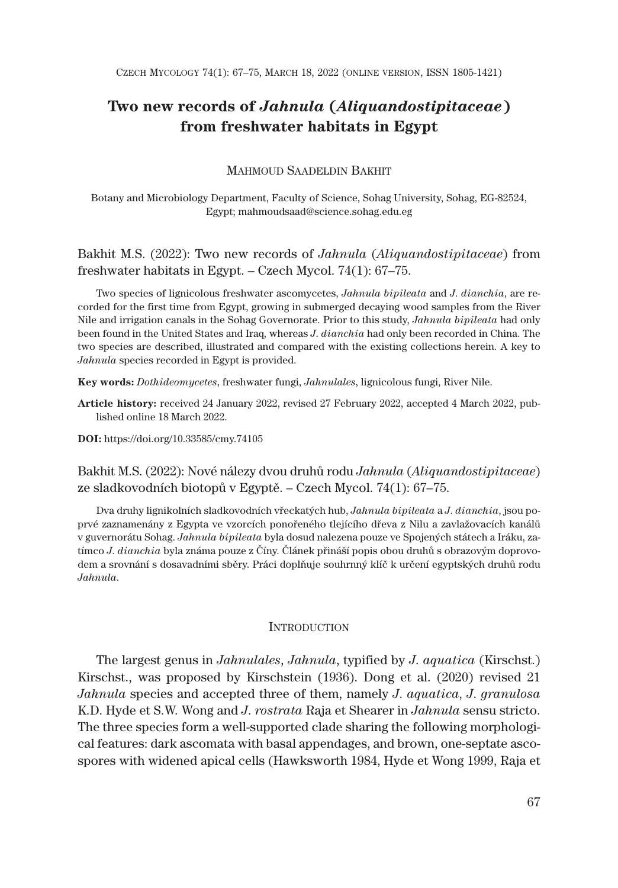# Two new records of *Jahnula* (*Aliquandostipitaceae*) from freshwater habitats in Egypt

MAHMOUD SAADELDIN BAKHIT

Botany and Microbiology Department, Faculty of Science, Sohag University, Sohag, EG-82524, Egypt; mahmoudsaad@science.sohag.edu.eg

Bakhit M.S. (2022): Two new records of *Jahnula* (*Aliquandostipitaceae*) from freshwater habitats in Egypt. – Czech Mycol. 74(1): 67–75.

Two species of lignicolous freshwater ascomycetes, *Jahnula bipileata* and *J. dianchia*, are recorded for the first time from Egypt, growing in submerged decaying wood samples from the River Nile and irrigation canals in the Sohag Governorate. Prior to this study, *Jahnula bipileata* had only been found in the United States and Iraq, whereas *J. dianchia* had only been recorded in China. The two species are described, illustrated and compared with the existing collections herein. A key to *Jahnula* species recorded in Egypt is provided.

**Key words:** *Dothideomycetes*, freshwater fungi, *Jahnulales*, lignicolous fungi, River Nile.

**Article history:** received 24 January 2022, revised 27 February 2022, accepted 4 March 2022, published online 18 March 2022.

**DOI:** https://doi.org/10.33585/cmy.74105

Bakhit M.S. (2022): Nové nálezy dvou druhů rodu *Jahnula* (*Aliquandostipitaceae*) ze sladkovodních biotopů v Egyptě. – Czech Mycol. 74(1): 67–75.

Dva druhy lignikolních sladkovodních vřeckatých hub, *Jahnula bipileata* a *J. dianchia*, jsou poprvé zaznamenány z Egypta ve vzorcích ponořeného tlejícího dřeva z Nilu a zavlažovacích kanálů v guvernorátu Sohag. *Jahnula bipileata* byla dosud nalezena pouze ve Spojených státech a Iráku, zatímco *J. dianchia* byla známa pouze z Číny. Článek přináší popis obou druhů s obrazovým doprovodem a srovnání s dosavadními sběry. Práci doplňuje souhrnný klíč k určení egyptských druhů rodu *Jahnula*.

## INTRODUCTION

The largest genus in *Jahnulales*, *Jahnula*, typified by *J. aquatica* (Kirschst.) Kirschst., was proposed by Kirschstein (1936). Dong et al. (2020) revised 21 *Jahnula* species and accepted three of them, namely *J. aquatica*, *J. granulosa* K.D. Hyde et S.W. Wong and *J. rostrata* Raja et Shearer in *Jahnula* sensu stricto. The three species form a well-supported clade sharing the following morphological features: dark ascomata with basal appendages, and brown, one-septate ascospores with widened apical cells (Hawksworth 1984, Hyde et Wong 1999, Raja et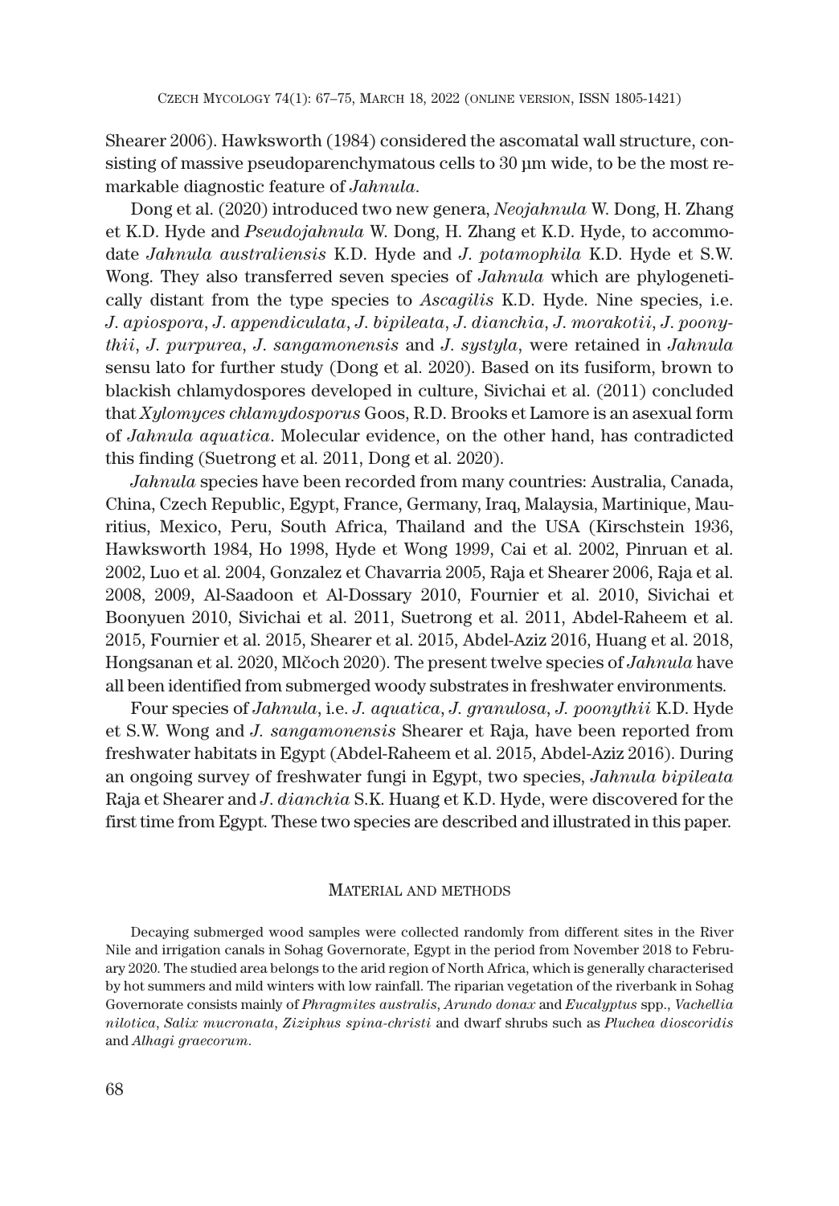Shearer 2006). Hawksworth (1984) considered the ascomatal wall structure, consisting of massive pseudoparenchymatous cells to 30 µm wide, to be the most remarkable diagnostic feature of *Jahnula*.

Dong et al. (2020) introduced two new genera, *Neojahnula* W. Dong, H. Zhang et K.D. Hyde and *Pseudojahnula* W. Dong, H. Zhang et K.D. Hyde, to accommodate *Jahnula australiensis* K.D. Hyde and *J. potamophila* K.D. Hyde et S.W. Wong. They also transferred seven species of *Jahnula* which are phylogenetically distant from the type species to *Ascagilis* K.D. Hyde. Nine species, i.e. *J. apiospora*, *J. appendiculata*, *J. bipileata*, *J. dianchia*, *J. morakotii*, *J. poonythii*, *J. purpurea*, *J. sangamonensis* and *J. systyla*, were retained in *Jahnula* sensu lato for further study (Dong et al. 2020). Based on its fusiform, brown to blackish chlamydospores developed in culture, Sivichai et al. (2011) concluded that *Xylomyces chlamydosporus* Goos, R.D. Brooks et Lamore is an asexual form of *Jahnula aquatica*. Molecular evidence, on the other hand, has contradicted this finding (Suetrong et al. 2011, Dong et al. 2020).

*Jahnula* species have been recorded from many countries: Australia, Canada, China, Czech Republic, Egypt, France, Germany, Iraq, Malaysia, Martinique, Mauritius, Mexico, Peru, South Africa, Thailand and the USA (Kirschstein 1936, Hawksworth 1984, Ho 1998, Hyde et Wong 1999, Cai et al. 2002, Pinruan et al. 2002, Luo et al. 2004, Gonzalez et Chavarria 2005, Raja et Shearer 2006, Raja et al. 2008, 2009, Al-Saadoon et Al-Dossary 2010, Fournier et al. 2010, Sivichai et Boonyuen 2010, Sivichai et al. 2011, Suetrong et al. 2011, Abdel-Raheem et al. 2015, Fournier et al. 2015, Shearer et al. 2015, Abdel-Aziz 2016, Huang et al. 2018, Hongsanan et al. 2020, Mlčoch 2020). The present twelve species of *Jahnula* have all been identified from submerged woody substrates in freshwater environments.

Four species of *Jahnula*, i.e. *J. aquatica*, *J. granulosa*, *J. poonythii* K.D. Hyde et S.W. Wong and *J. sangamonensis* Shearer et Raja, have been reported from freshwater habitats in Egypt (Abdel-Raheem et al. 2015, Abdel-Aziz 2016). During an ongoing survey of freshwater fungi in Egypt, two species, *Jahnula bipileata* Raja et Shearer and *J. dianchia* S.K. Huang et K.D. Hyde, were discovered for the first time from Egypt. These two species are described and illustrated in this paper.

## Material and methods

Decaying submerged wood samples were collected randomly from different sites in the River Nile and irrigation canals in Sohag Governorate, Egypt in the period from November 2018 to February 2020. The studied area belongs to the arid region of North Africa, which is generally characterised by hot summers and mild winters with low rainfall. The riparian vegetation of the riverbank in Sohag Governorate consists mainly of *Phragmites australis*, *Arundo donax* and *Eucalyptus* spp., *Vachellia nilotica*, *Salix mucronata*, *Ziziphus spina-christi* and dwarf shrubs such as *Pluchea dioscoridis* and *Alhagi graecorum*.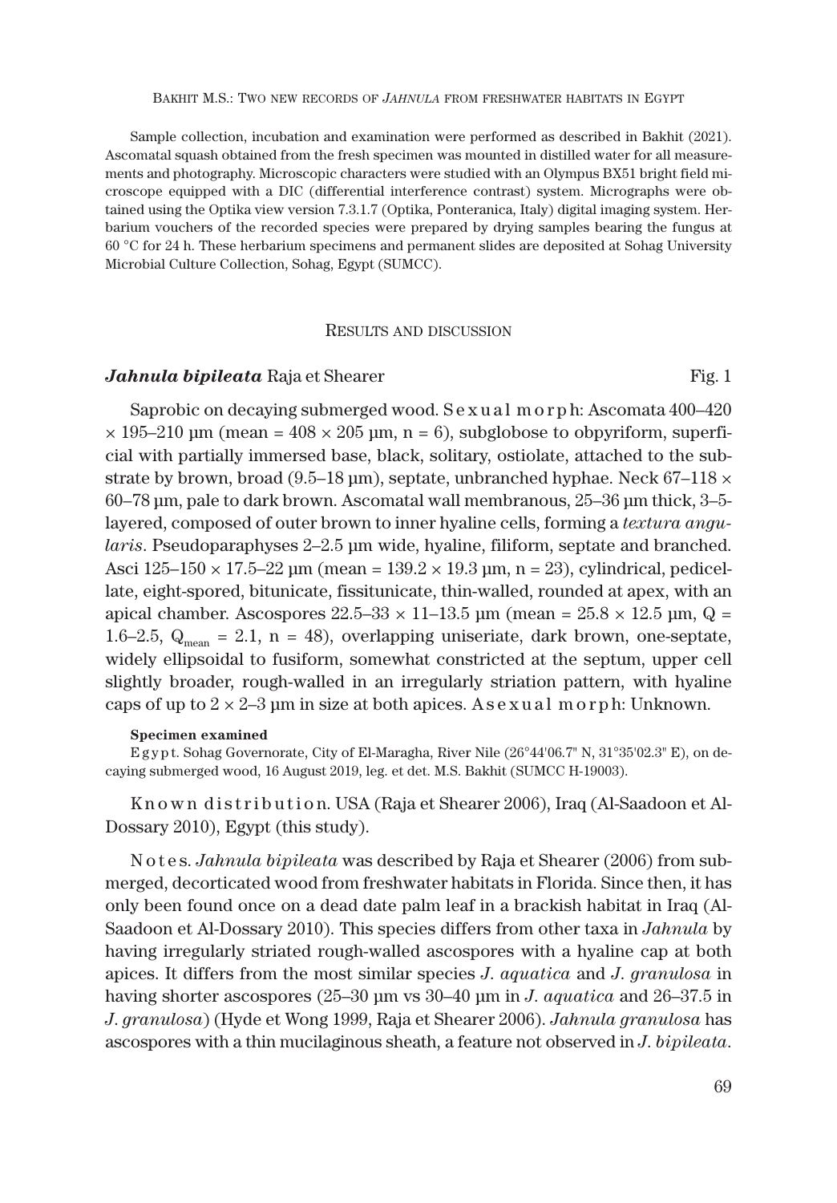Sample collection, incubation and examination were performed as described in Bakhit (2021). Ascomatal squash obtained from the fresh specimen was mounted in distilled water for all measurements and photography. Microscopic characters were studied with an Olympus BX51 bright field microscope equipped with a DIC (differential interference contrast) system. Micrographs were obtained using the Optika view version 7.3.1.7 (Optika, Ponteranica, Italy) digital imaging system. Herbarium vouchers of the recorded species were prepared by drying samples bearing the fungus at 60 °C for 24 h. These herbarium specimens and permanent slides are deposited at Sohag University Microbial Culture Collection, Sohag, Egypt (SUMCC).

## Results and discussion

### ***Jahnula bipileata*** Raja et Shearer — Fig. 1

Saprobic on decaying submerged wood. Sexual morph: Ascomata 400–420 × 195–210 µm (mean = 408 × 205 µm, n = 6), subglobose to obpyriform, superficial with partially immersed base, black, solitary, ostiolate, attached to the substrate by brown, broad (9.5–18 µm), septate, unbranched hyphae. Neck 67–118 × 60–78 µm, pale to dark brown. Ascomatal wall membranous, 25–36 µm thick, 3–5-layered, composed of outer brown to inner hyaline cells, forming a *textura angularis*. Pseudoparaphyses 2–2.5 µm wide, hyaline, filiform, septate and branched. Asci 125–150 × 17.5–22 µm (mean = 139.2 × 19.3 µm, n = 23), cylindrical, pedicellate, eight-spored, bitunicate, fissitunicate, thin-walled, rounded at apex, with an apical chamber. Ascospores 22.5–33 × 11–13.5 µm (mean = 25.8 × 12.5 µm, Q = 1.6–2.5, $Q_{mean}$ = 2.1, n = 48), overlapping uniseriate, dark brown, one-septate, widely ellipsoidal to fusiform, somewhat constricted at the septum, upper cell slightly broader, rough-walled in an irregularly striation pattern, with hyaline caps of up to 2 × 2–3 µm in size at both apices. Asexual morph: Unknown.

**Specimen examined**

Egypt. Sohag Governorate, City of El-Maragha, River Nile (26°44'06.7" N, 31°35'02.3" E), on decaying submerged wood, 16 August 2019, leg. et det. M.S. Bakhit (SUMCC H-19003).

Known distribution. USA (Raja et Shearer 2006), Iraq (Al-Saadoon et Al-Dossary 2010), Egypt (this study).

Notes. *Jahnula bipileata* was described by Raja et Shearer (2006) from submerged, decorticated wood from freshwater habitats in Florida. Since then, it has only been found once on a dead date palm leaf in a brackish habitat in Iraq (Al-Saadoon et Al-Dossary 2010). This species differs from other taxa in *Jahnula* by having irregularly striated rough-walled ascospores with a hyaline cap at both apices. It differs from the most similar species *J. aquatica* and *J. granulosa* in having shorter ascospores (25–30 µm vs 30–40 µm in *J. aquatica* and 26–37.5 in *J. granulosa*) (Hyde et Wong 1999, Raja et Shearer 2006). *Jahnula granulosa* has ascospores with a thin mucilaginous sheath, a feature not observed in *J. bipileata*.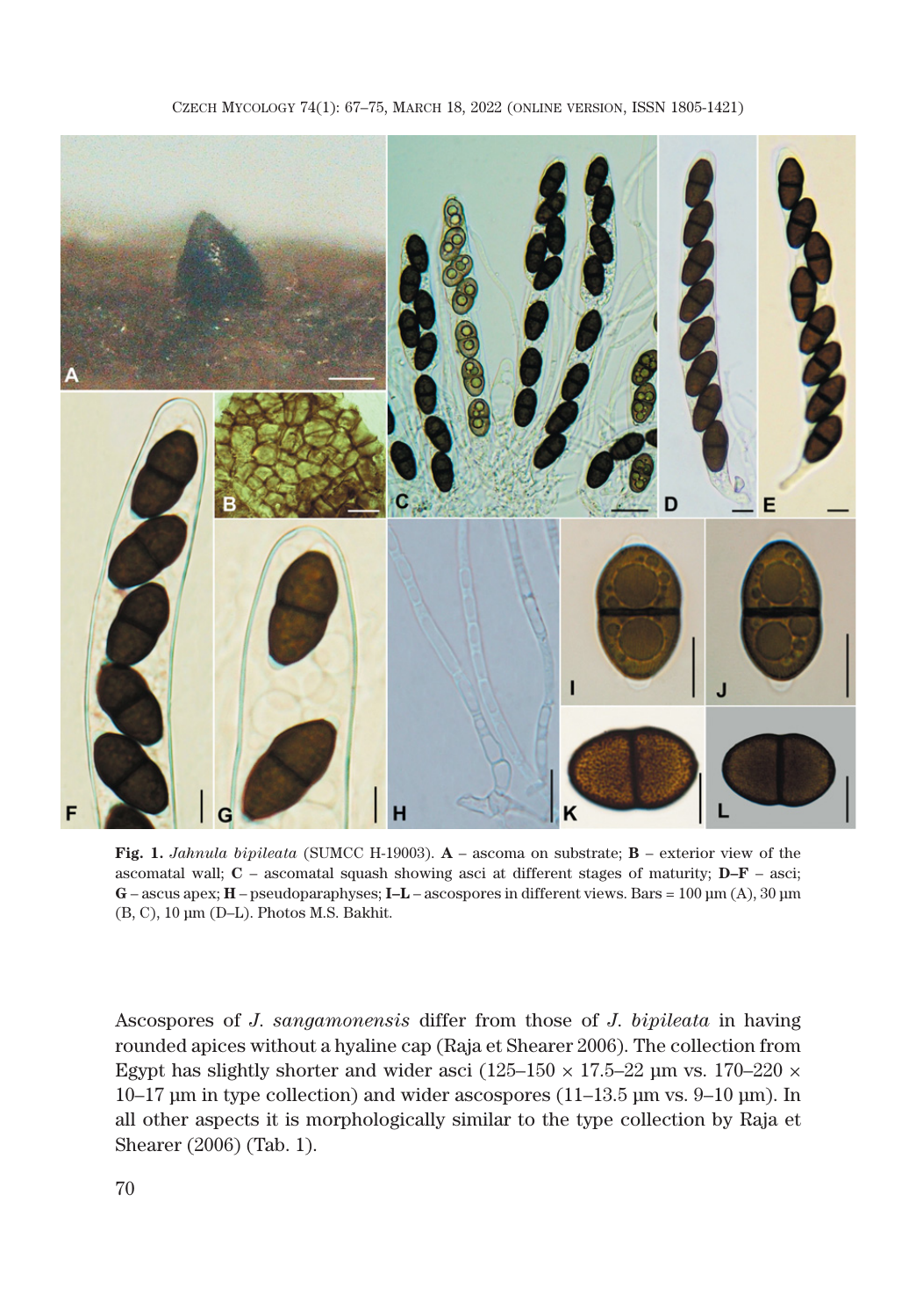**Fig. 1.** *Jahnula bipileata* (SUMCC H-19003). **A** – ascoma on substrate; **B** – exterior view of the ascomatal wall; **C** – ascomatal squash showing asci at different stages of maturity; **D–F** – asci; **G** – ascus apex; **H** – pseudoparaphyses; **I–L** – ascospores in different views. Bars = 100 µm (A), 30 µm (B, C), 10 µm (D–L). Photos M.S. Bakhit.

Ascospores of *J. sangamonensis* differ from those of *J. bipileata* in having rounded apices without a hyaline cap (Raja et Shearer 2006). The collection from Egypt has slightly shorter and wider asci (125–150 × 17.5–22 µm vs. 170–220 × 10–17 µm in type collection) and wider ascospores (11–13.5 µm vs. 9–10 µm). In all other aspects it is morphologically similar to the type collection by Raja et Shearer (2006) (Tab. 1).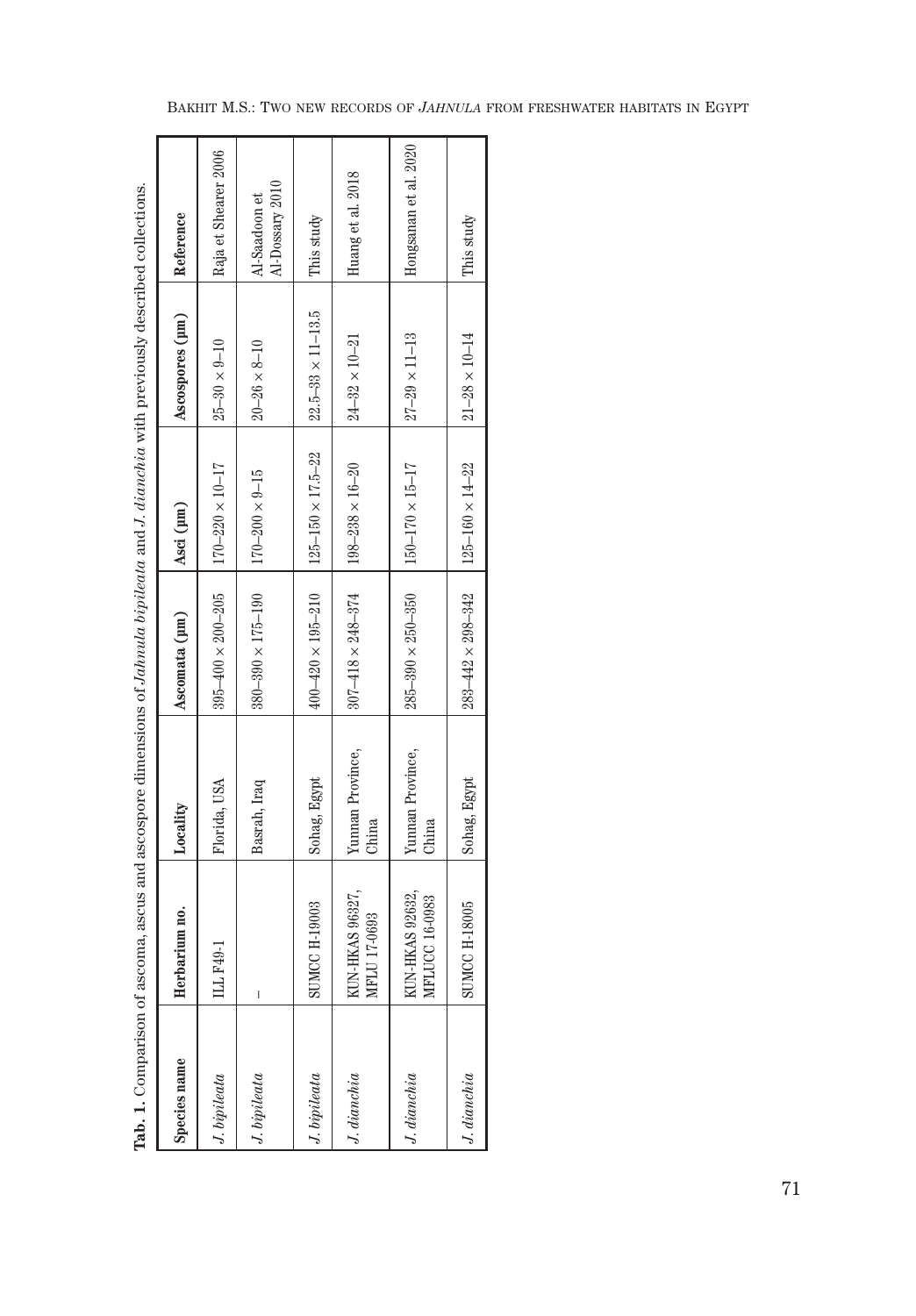**Tab. 1.** Comparison of ascoma, ascus and ascospore dimensions of *Jahnula bipileata* and *J. dianchia* with previously described collections.

| Species name | Herbarium no. | Locality | Ascomata (µm) | Asci (µm) | Ascospores (µm) | Reference |
|---|---|---|---|---|---|---|
| *J. bipileata* | ILL F49-1 | Florida, USA | 395–400 × 200–205 | 170–220 × 10–17 | 25–30 × 9–10 | Raja et Shearer 2006 |
| *J. bipileata* | – | Basrah, Iraq | 380–390 × 175–190 | 170–200 × 9–15 | 20–26 × 8–10 | Al-Saadoon et Al-Dossary 2010 |
| *J. bipileata* | SUMCC H-19003 | Sohag, Egypt | 400–420 × 195–210 | 125–150 × 17.5–22 | 22.5–33 × 11–13.5 | This study |
| *J. dianchia* | KUN-HKAS 96327, MFLU 17-0693 | Yunnan Province, China | 307–418 × 248–374 | 198–238 × 16–20 | 24–32 × 10–21 | Huang et al. 2018 |
| *J. dianchia* | KUN-HKAS 92632, MFLUCC 16-0983 | Yunnan Province, China | 285–390 × 250–350 | 150–170 × 15–17 | 27–29 × 11–13 | Hongsanan et al. 2020 |
| *J. dianchia* | SUMCC H-18005 | Sohag, Egypt | 283–442 × 298–342 | 125–160 × 14–22 | 21–28 × 10–14 | This study |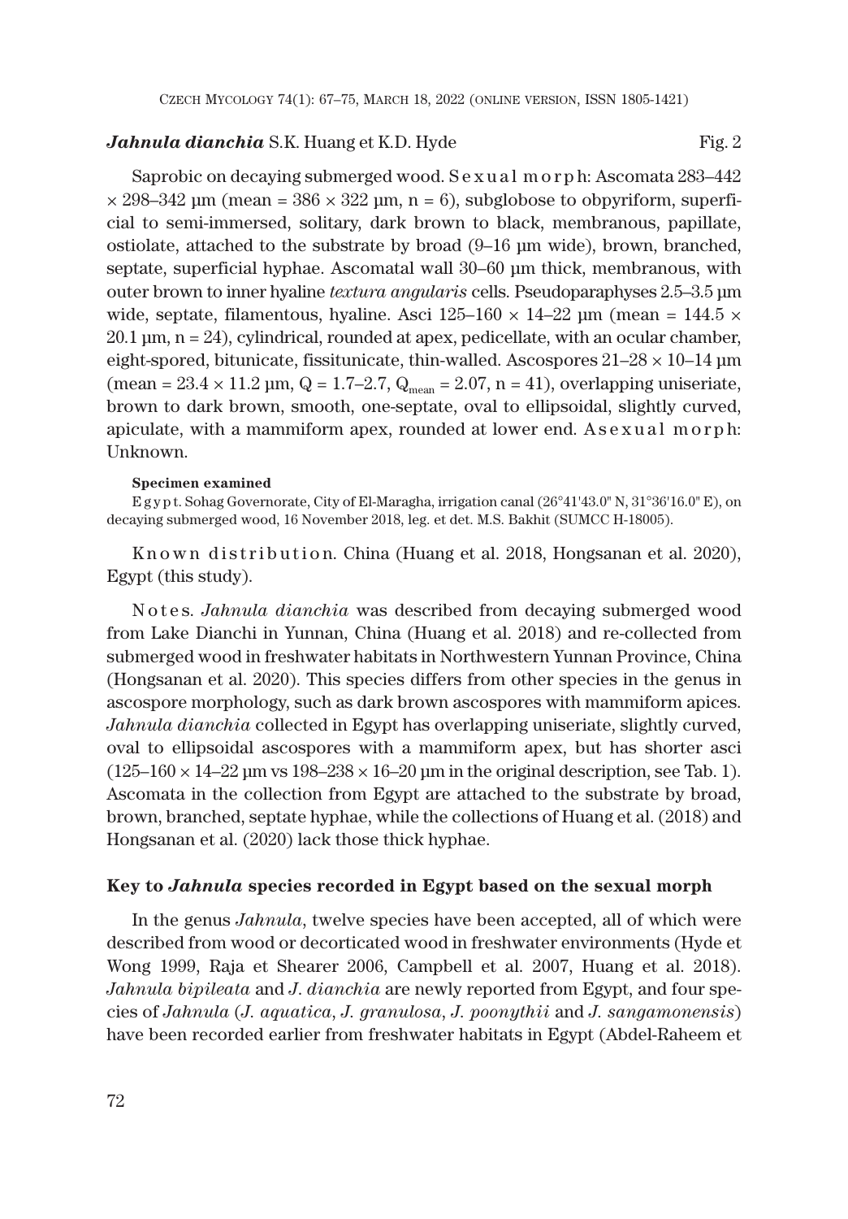***Jahnula dianchia*** S.K. Huang et K.D. Hyde Fig. 2

Saprobic on decaying submerged wood. Sexual morph: Ascomata 283–442 × 298–342 µm (mean = 386 × 322 µm, n = 6), subglobose to obpyriform, superficial to semi-immersed, solitary, dark brown to black, membranous, papillate, ostiolate, attached to the substrate by broad (9–16 µm wide), brown, branched, septate, superficial hyphae. Ascomatal wall 30–60 µm thick, membranous, with outer brown to inner hyaline *textura angularis* cells. Pseudoparaphyses 2.5–3.5 µm wide, septate, filamentous, hyaline. Asci 125–160 × 14–22 µm (mean = 144.5 × 20.1 µm, n = 24), cylindrical, rounded at apex, pedicellate, with an ocular chamber, eight-spored, bitunicate, fissitunicate, thin-walled. Ascospores 21–28 × 10–14 µm (mean = 23.4 × 11.2 µm, Q = 1.7–2.7, $Q_{mean}$ = 2.07, n = 41), overlapping uniseriate, brown to dark brown, smooth, one-septate, oval to ellipsoidal, slightly curved, apiculate, with a mammiform apex, rounded at lower end. Asexual morph: Unknown.

**Specimen examined**

Egypt. Sohag Governorate, City of El-Maragha, irrigation canal (26°41'43.0" N, 31°36'16.0" E), on decaying submerged wood, 16 November 2018, leg. et det. M.S. Bakhit (SUMCC H-18005).

Known distribution. China (Huang et al. 2018, Hongsanan et al. 2020), Egypt (this study).

Notes. *Jahnula dianchia* was described from decaying submerged wood from Lake Dianchi in Yunnan, China (Huang et al. 2018) and re-collected from submerged wood in freshwater habitats in Northwestern Yunnan Province, China (Hongsanan et al. 2020). This species differs from other species in the genus in ascospore morphology, such as dark brown ascospores with mammiform apices. *Jahnula dianchia* collected in Egypt has overlapping uniseriate, slightly curved, oval to ellipsoidal ascospores with a mammiform apex, but has shorter asci (125–160 × 14–22 µm vs 198–238 × 16–20 µm in the original description, see Tab. 1). Ascomata in the collection from Egypt are attached to the substrate by broad, brown, branched, septate hyphae, while the collections of Huang et al. (2018) and Hongsanan et al. (2020) lack those thick hyphae.

## Key to *Jahnula* species recorded in Egypt based on the sexual morph

In the genus *Jahnula*, twelve species have been accepted, all of which were described from wood or decorticated wood in freshwater environments (Hyde et Wong 1999, Raja et Shearer 2006, Campbell et al. 2007, Huang et al. 2018). *Jahnula bipileata* and *J. dianchia* are newly reported from Egypt, and four species of *Jahnula* (*J. aquatica*, *J. granulosa*, *J. poonythii* and *J. sangamonensis*) have been recorded earlier from freshwater habitats in Egypt (Abdel-Raheem et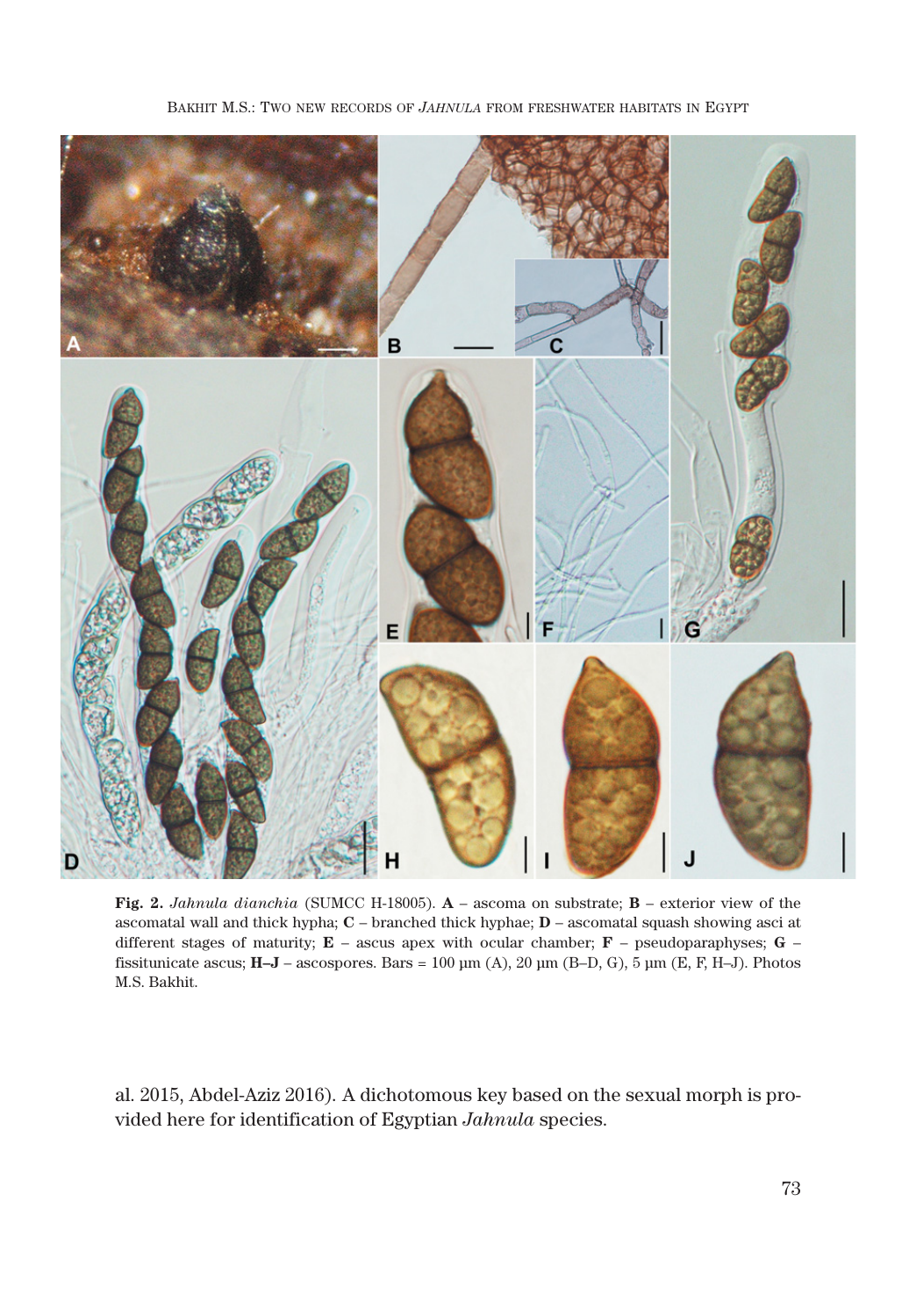**Fig. 2.** *Jahnula dianchia* (SUMCC H-18005). **A** – ascoma on substrate; **B** – exterior view of the ascomatal wall and thick hypha; **C** – branched thick hyphae; **D** – ascomatal squash showing asci at different stages of maturity; **E** – ascus apex with ocular chamber; **F** – pseudoparaphyses; **G** – fissitunicate ascus; **H–J** – ascospores. Bars = 100 µm (A), 20 µm (B–D, G), 5 µm (E, F, H–J). Photos M.S. Bakhit.

al. 2015, Abdel-Aziz 2016). A dichotomous key based on the sexual morph is provided here for identification of Egyptian *Jahnula* species.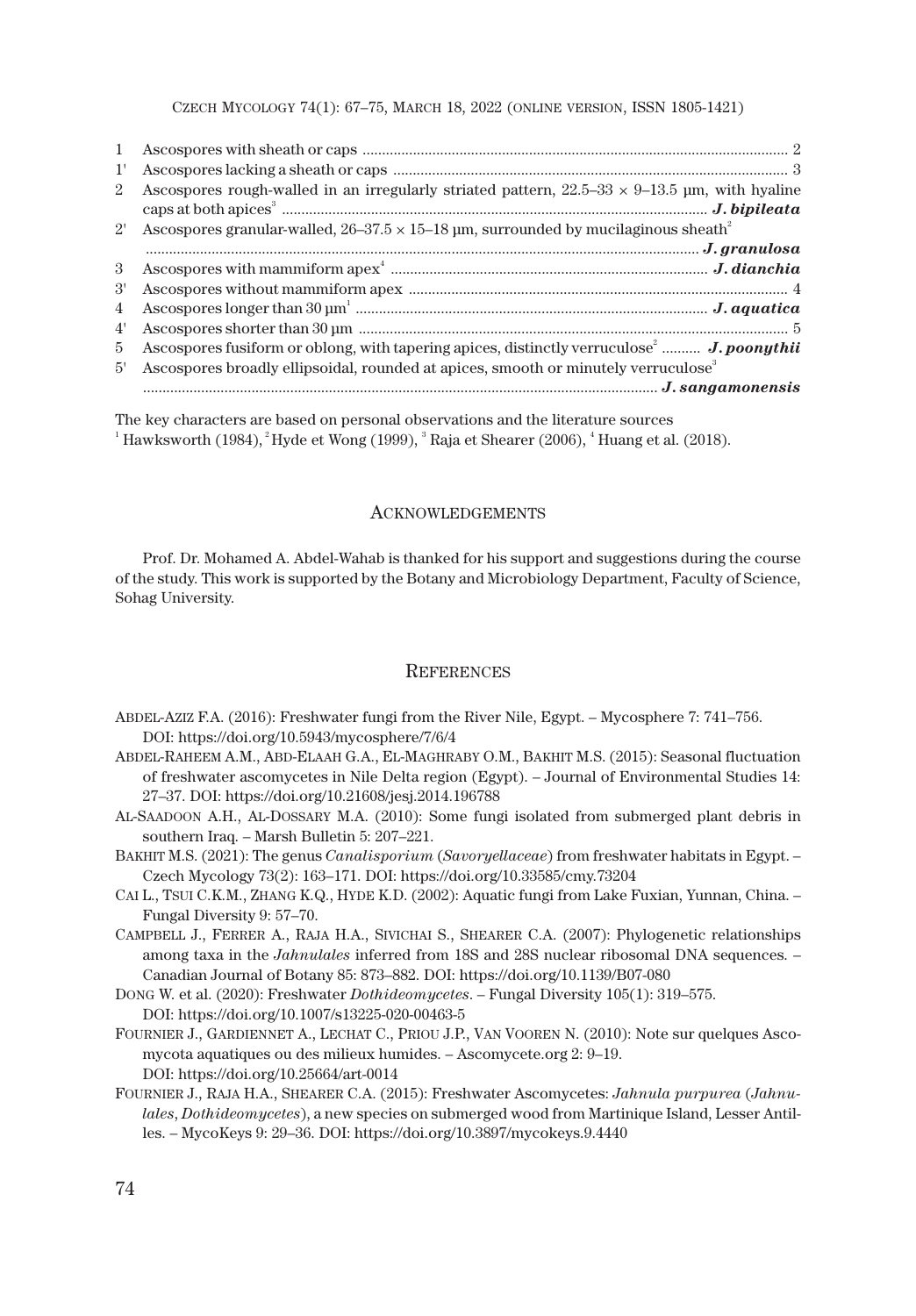| | | |
|---|---|---|
| 1 | Ascospores with sheath or caps | 2 |
| 1' | Ascospores lacking a sheath or caps | 3 |
| 2 | Ascospores rough-walled in an irregularly striated pattern, 22.5–33 × 9–13.5 µm, with hyaline caps at both apices[3] | ***J. bipileata*** |
| 2' | Ascospores granular-walled, 26–37.5 × 15–18 µm, surrounded by mucilaginous sheath[2] | ***J. granulosa*** |
| 3 | Ascospores with mammiform apex[4] | ***J. dianchia*** |
| 3' | Ascospores without mammiform apex | 4 |
| 4 | Ascospores longer than 30 µm[1] | ***J. aquatica*** |
| 4' | Ascospores shorter than 30 µm | 5 |
| 5 | Ascospores fusiform or oblong, with tapering apices, distinctly verruculose[2] | ***J. poonythii*** |
| 5' | Ascospores broadly ellipsoidal, rounded at apices, smooth or minutely verruculose[3] | ***J. sangamonensis*** |

The key characters are based on personal observations and the literature sources
[1] Hawksworth (1984), [2] Hyde et Wong (1999), [3] Raja et Shearer (2006), [4] Huang et al. (2018).

## Acknowledgements

Prof. Dr. Mohamed A. Abdel-Wahab is thanked for his support and suggestions during the course of the study. This work is supported by the Botany and Microbiology Department, Faculty of Science, Sohag University.

## References

Abdel-Aziz F.A. (2016): Freshwater fungi from the River Nile, Egypt. – Mycosphere 7: 741–756. DOI: https://doi.org/10.5943/mycosphere/7/6/4

Abdel-Raheem A.M., Abd-Elaah G.A., El-Maghraby O.M., Bakhit M.S. (2015): Seasonal fluctuation of freshwater ascomycetes in Nile Delta region (Egypt). – Journal of Environmental Studies 14: 27–37. DOI: https://doi.org/10.21608/jesj.2014.196788

Al-Saadoon A.H., Al-Dossary M.A. (2010): Some fungi isolated from submerged plant debris in southern Iraq. – Marsh Bulletin 5: 207–221.

Bakhit M.S. (2021): The genus *Canalisporium* (*Savoryellaceae*) from freshwater habitats in Egypt. – Czech Mycology 73(2): 163–171. DOI: https://doi.org/10.33585/cmy.73204

Cai L., Tsui C.K.M., Zhang K.Q., Hyde K.D. (2002): Aquatic fungi from Lake Fuxian, Yunnan, China. – Fungal Diversity 9: 57–70.

Campbell J., Ferrer A., Raja H.A., Sivichai S., Shearer C.A. (2007): Phylogenetic relationships among taxa in the *Jahnulales* inferred from 18S and 28S nuclear ribosomal DNA sequences. – Canadian Journal of Botany 85: 873–882. DOI: https://doi.org/10.1139/B07-080

Dong W. et al. (2020): Freshwater *Dothideomycetes*. – Fungal Diversity 105(1): 319–575. DOI: https://doi.org/10.1007/s13225-020-00463-5

Fournier J., Gardiennet A., Lechat C., Priou J.P., Van Vooren N. (2010): Note sur quelques Ascomycota aquatiques ou des milieux humides. – Ascomycete.org 2: 9–19. DOI: https://doi.org/10.25664/art-0014

Fournier J., Raja H.A., Shearer C.A. (2015): Freshwater Ascomycetes: *Jahnula purpurea* (*Jahnulales*, *Dothideomycetes*), a new species on submerged wood from Martinique Island, Lesser Antilles. – MycoKeys 9: 29–36. DOI: https://doi.org/10.3897/mycokeys.9.4440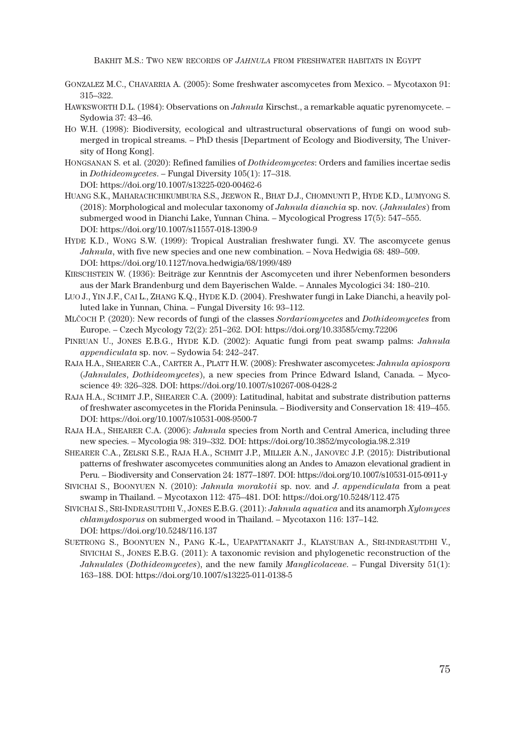Gonzalez M.C., Chavarria A. (2005): Some freshwater ascomycetes from Mexico. – Mycotaxon 91: 315–322.

Hawksworth D.L. (1984): Observations on *Jahnula* Kirschst., a remarkable aquatic pyrenomycete. – Sydowia 37: 43–46.

Ho W.H. (1998): Biodiversity, ecological and ultrastructural observations of fungi on wood submerged in tropical streams. – PhD thesis [Department of Ecology and Biodiversity, The University of Hong Kong].

Hongsanan S. et al. (2020): Refined families of *Dothideomycetes*: Orders and families incertae sedis in *Dothideomycetes*. – Fungal Diversity 105(1): 17–318. DOI: https://doi.org/10.1007/s13225-020-00462-6

Huang S.K., Maharachchikumbura S.S., Jeewon R., Bhat D.J., Chomnunti P., Hyde K.D., Lumyong S. (2018): Morphological and molecular taxonomy of *Jahnula dianchia* sp. nov. (*Jahnulales*) from submerged wood in Dianchi Lake, Yunnan China. – Mycological Progress 17(5): 547–555. DOI: https://doi.org/10.1007/s11557-018-1390-9

Hyde K.D., Wong S.W. (1999): Tropical Australian freshwater fungi. XV. The ascomycete genus *Jahnula*, with five new species and one new combination. – Nova Hedwigia 68: 489–509. DOI: https://doi.org/10.1127/nova.hedwigia/68/1999/489

Kirschstein W. (1936): Beiträge zur Kenntnis der Ascomyceten und ihrer Nebenformen besonders aus der Mark Brandenburg und dem Bayerischen Walde. – Annales Mycologici 34: 180–210.

Luo J., Yin J.F., Cai L., Zhang K.Q., Hyde K.D. (2004). Freshwater fungi in Lake Dianchi, a heavily polluted lake in Yunnan, China. – Fungal Diversity 16: 93–112.

Mlčoch P. (2020): New records of fungi of the classes *Sordariomycetes* and *Dothideomycetes* from Europe. – Czech Mycology 72(2): 251–262. DOI: https://doi.org/10.33585/cmy.72206

Pinruan U., Jones E.B.G., Hyde K.D. (2002): Aquatic fungi from peat swamp palms: *Jahnula appendiculata* sp. nov. – Sydowia 54: 242–247.

Raja H.A., Shearer C.A., Carter A., Platt H.W. (2008): Freshwater ascomycetes: *Jahnula apiospora* (*Jahnulales*, *Dothideomycetes*), a new species from Prince Edward Island, Canada. – Mycoscience 49: 326–328. DOI: https://doi.org/10.1007/s10267-008-0428-2

Raja H.A., Schmit J.P., Shearer C.A. (2009): Latitudinal, habitat and substrate distribution patterns of freshwater ascomycetes in the Florida Peninsula. – Biodiversity and Conservation 18: 419–455. DOI: https://doi.org/10.1007/s10531-008-9500-7

Raja H.A., Shearer C.A. (2006): *Jahnula* species from North and Central America, including three new species. – Mycologia 98: 319–332. DOI: https://doi.org/10.3852/mycologia.98.2.319

Shearer C.A., Zelski S.E., Raja H.A., Schmit J.P., Miller A.N., Janovec J.P. (2015): Distributional patterns of freshwater ascomycetes communities along an Andes to Amazon elevational gradient in Peru. – Biodiversity and Conservation 24: 1877–1897. DOI: https://doi.org/10.1007/s10531-015-0911-y

Sivichai S., Boonyuen N. (2010): *Jahnula morakotii* sp. nov. and *J. appendiculata* from a peat swamp in Thailand. – Mycotaxon 112: 475–481. DOI: https://doi.org/10.5248/112.475

Sivichai S., Sri-Indrasutdhi V., Jones E.B.G. (2011): *Jahnula aquatica* and its anamorph *Xylomyces chlamydosporus* on submerged wood in Thailand. – Mycotaxon 116: 137–142. DOI: https://doi.org/10.5248/116.137

Suetrong S., Boonyuen N., Pang K.-L., Ueapattanakit J., Klaysuban A., Sri-indrasutdhi V., Sivichai S., Jones E.B.G. (2011): A taxonomic revision and phylogenetic reconstruction of the *Jahnulales* (*Dothideomycetes*), and the new family *Manglicolaceae*. – Fungal Diversity 51(1): 163–188. DOI: https://doi.org/10.1007/s13225-011-0138-5